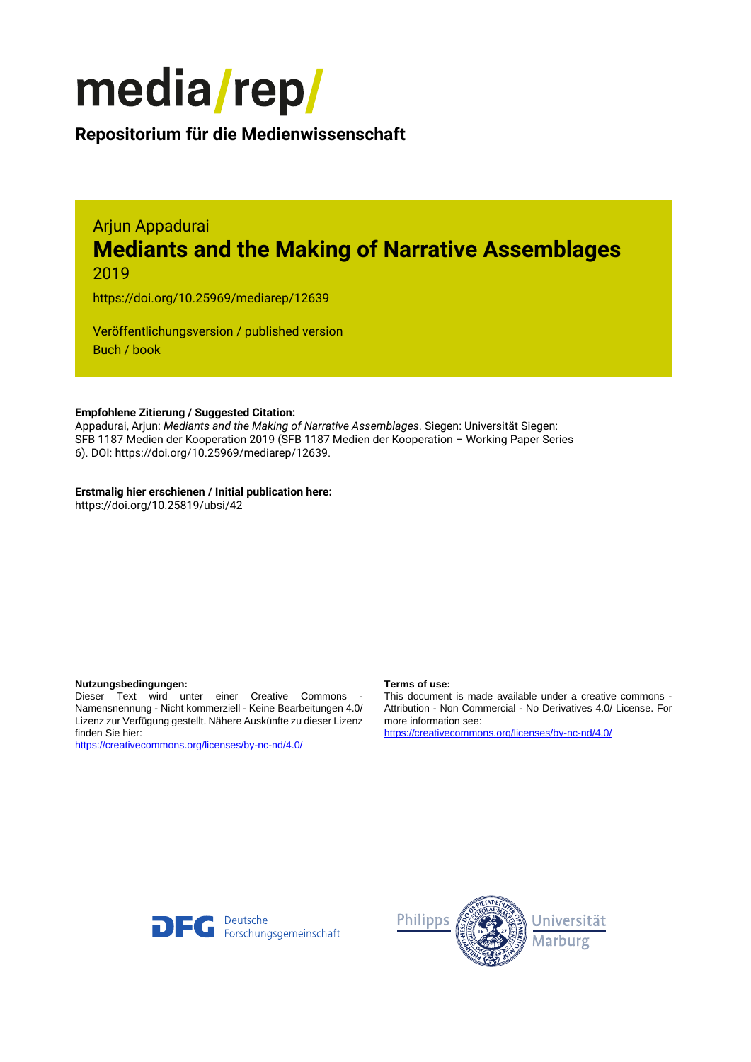media/rep/

**Repositorium für die Medienwissenschaft**

Arjun Appadurai

# Mediants and the Making of Narrative Assemblages

2019

https://doi.org/10.25969/mediarep/12639

Veröffentlichungsversion / published version
Buch / book

**Empfohlene Zitierung / Suggested Citation:**
Appadurai, Arjun: *Mediants and the Making of Narrative Assemblages*. Siegen: Universität Siegen: SFB 1187 Medien der Kooperation 2019 (SFB 1187 Medien der Kooperation – Working Paper Series 6). DOI: https://doi.org/10.25969/mediarep/12639.

**Erstmalig hier erschienen / Initial publication here:**
https://doi.org/10.25819/ubsi/42

**Nutzungsbedingungen:**
Dieser Text wird unter einer Creative Commons - Namensnennung - Nicht kommerziell - Keine Bearbeitungen 4.0/ Lizenz zur Verfügung gestellt. Nähere Auskünfte zu dieser Lizenz finden Sie hier:
https://creativecommons.org/licenses/by-nc-nd/4.0/

**Terms of use:**
This document is made available under a creative commons - Attribution - Non Commercial - No Derivatives 4.0/ License. For more information see:
https://creativecommons.org/licenses/by-nc-nd/4.0/

Deutsche Forschungsgemeinschaft

Philipps Universität Marburg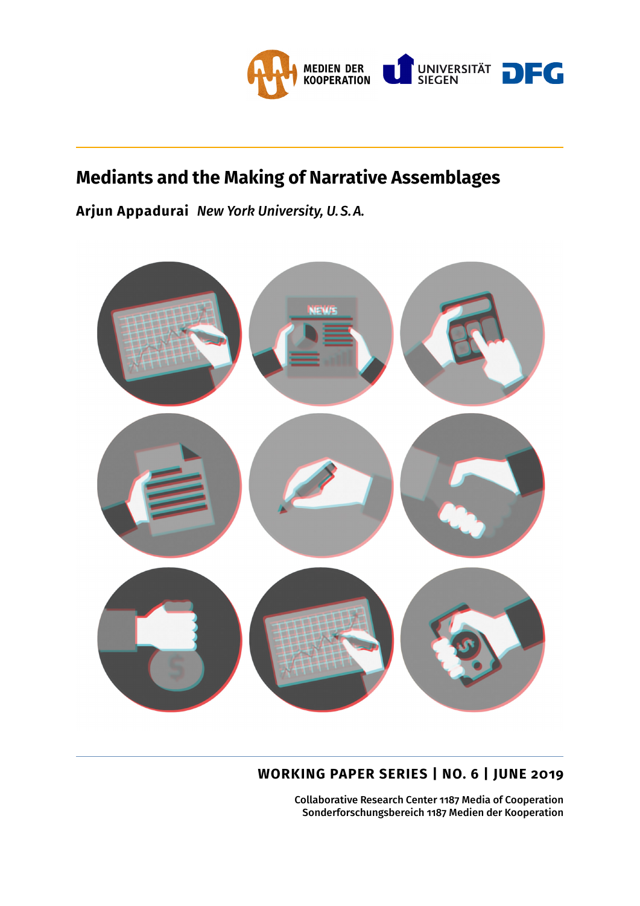MEDIEN DER KOOPERATION

UNIVERSITÄT SIEGEN

DFG

# Mediants and the Making of Narrative Assemblages

**Arjun Appadurai** *New York University, U. S. A.*

**WORKING PAPER SERIES | NO. 6 | JUNE 2019**

**Collaborative Research Center 1187 Media of Cooperation**
**Sonderforschungsbereich 1187 Medien der Kooperation**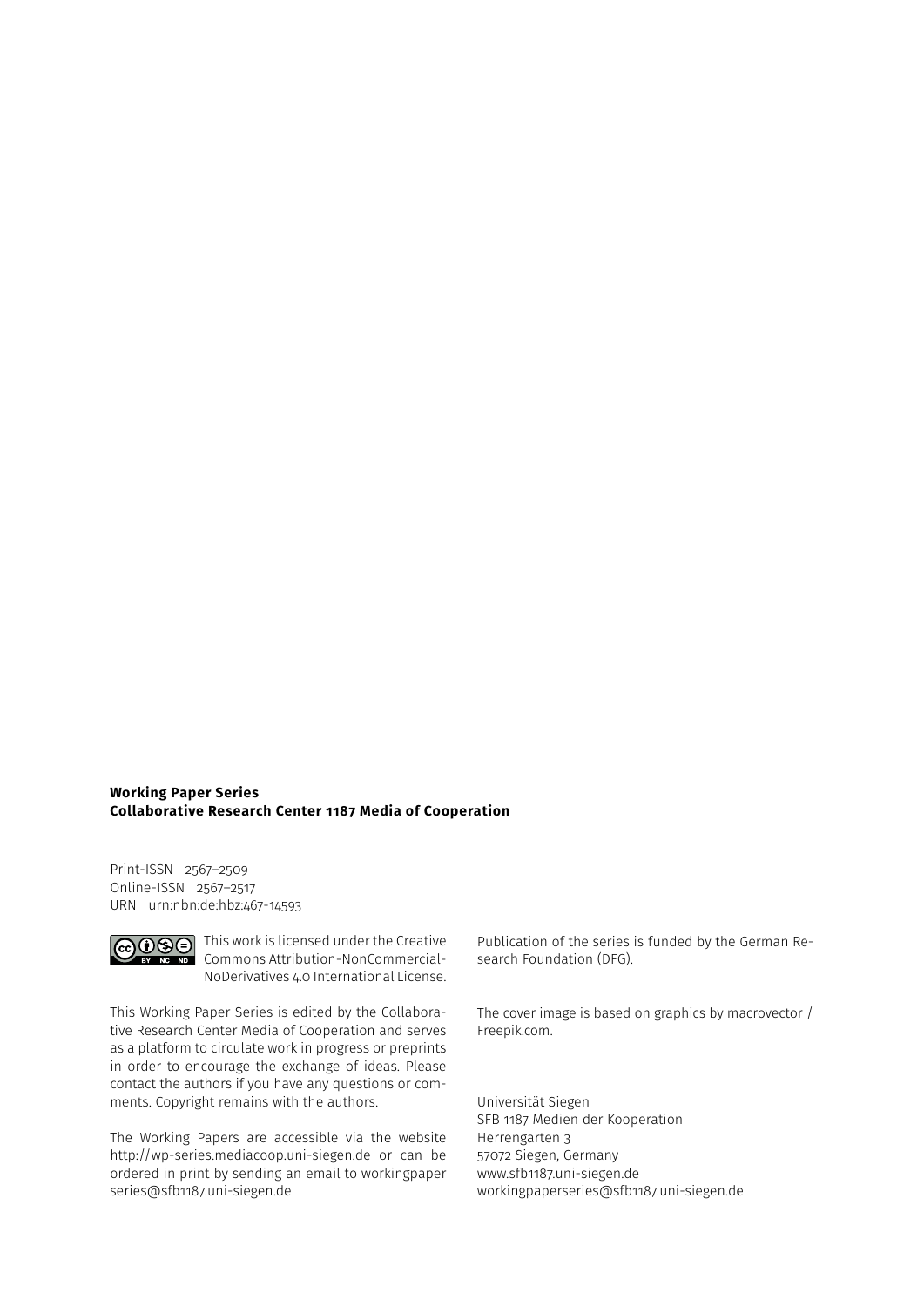**Working Paper Series**
**Collaborative Research Center 1187 Media of Cooperation**

Print-ISSN 2567–2509
Online-ISSN 2567–2517
URN urn:nbn:de:hbz:467-14593

This work is licensed under the Creative Commons Attribution-NonCommercial-NoDerivatives 4.0 International License.

This Working Paper Series is edited by the Collaborative Research Center Media of Cooperation and serves as a platform to circulate work in progress or preprints in order to encourage the exchange of ideas. Please contact the authors if you have any questions or comments. Copyright remains with the authors.

The Working Papers are accessible via the website http://wp-series.mediacoop.uni-siegen.de or can be ordered in print by sending an email to workingpaperseries@sfb1187.uni-siegen.de

Publication of the series is funded by the German Research Foundation (DFG).

The cover image is based on graphics by macrovector / Freepik.com.

Universität Siegen
SFB 1187 Medien der Kooperation
Herrengarten 3
57072 Siegen, Germany
www.sfb1187.uni-siegen.de
workingpaperseries@sfb1187.uni-siegen.de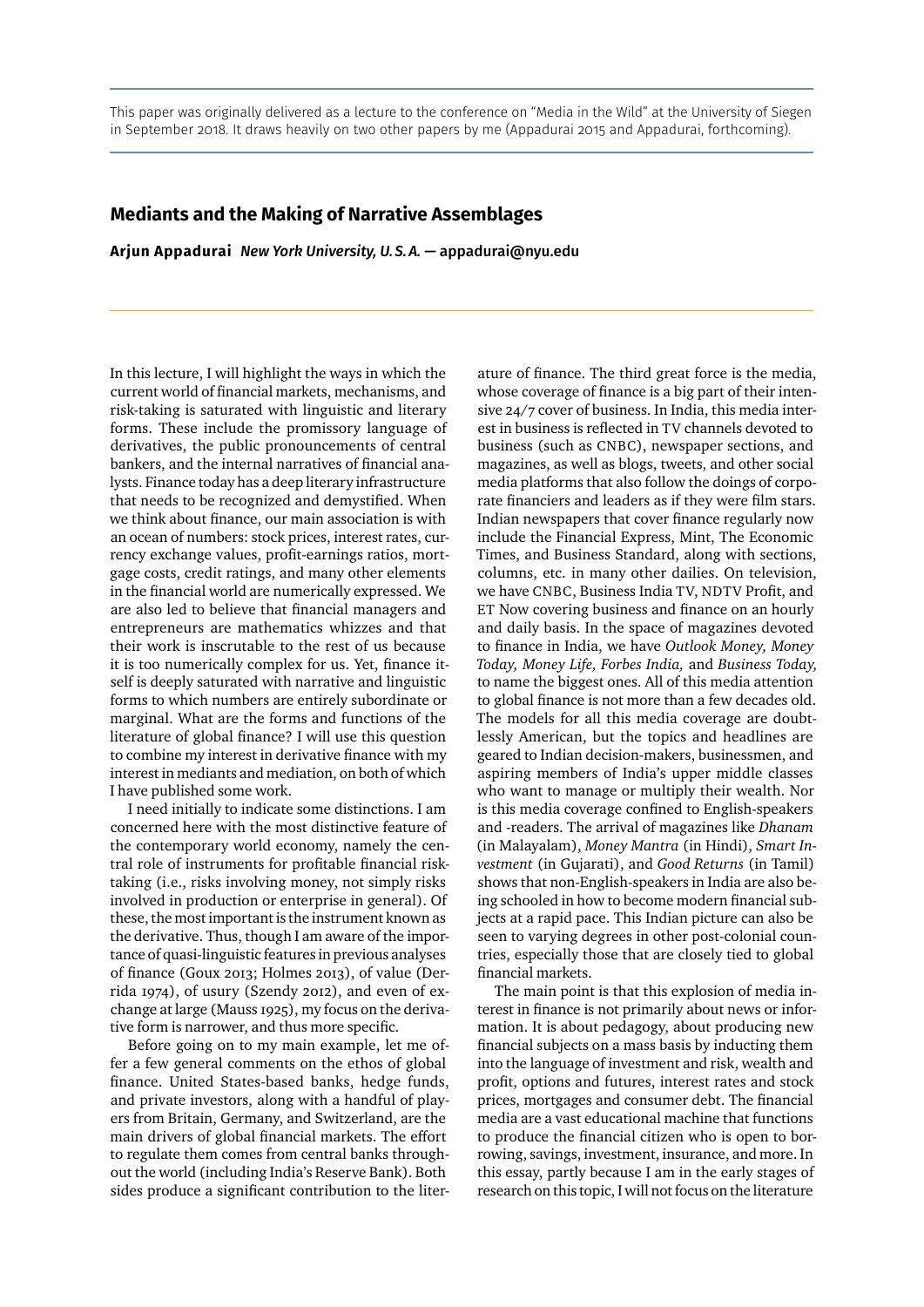This paper was originally delivered as a lecture to the conference on "Media in the Wild" at the University of Siegen in September 2018. It draws heavily on two other papers by me (Appadurai 2015 and Appadurai, forthcoming).

## Mediants and the Making of Narrative Assemblages

**Arjun Appadurai** *New York University, U. S. A.* — **appadurai@nyu.edu**

In this lecture, I will highlight the ways in which the current world of financial markets, mechanisms, and risk-taking is saturated with linguistic and literary forms. These include the promissory language of derivatives, the public pronouncements of central bankers, and the internal narratives of financial analysts. Finance today has a deep literary infrastructure that needs to be recognized and demystified. When we think about finance, our main association is with an ocean of numbers: stock prices, interest rates, currency exchange values, profit-earnings ratios, mortgage costs, credit ratings, and many other elements in the financial world are numerically expressed. We are also led to believe that financial managers and entrepreneurs are mathematics whizzes and that their work is inscrutable to the rest of us because it is too numerically complex for us. Yet, finance itself is deeply saturated with narrative and linguistic forms to which numbers are entirely subordinate or marginal. What are the forms and functions of the literature of global finance? I will use this question to combine my interest in derivative finance with my interest in mediants and mediation, on both of which I have published some work.

I need initially to indicate some distinctions. I am concerned here with the most distinctive feature of the contemporary world economy, namely the central role of instruments for profitable financial risk-taking (i.e., risks involving money, not simply risks involved in production or enterprise in general). Of these, the most important is the instrument known as the derivative. Thus, though I am aware of the importance of quasi-linguistic features in previous analyses of finance (Goux 2013; Holmes 2013), of value (Derrida 1974), of usury (Szendy 2012), and even of exchange at large (Mauss 1925), my focus on the derivative form is narrower, and thus more specific.

Before going on to my main example, let me offer a few general comments on the ethos of global finance. United States-based banks, hedge funds, and private investors, along with a handful of players from Britain, Germany, and Switzerland, are the main drivers of global financial markets. The effort to regulate them comes from central banks throughout the world (including India's Reserve Bank). Both sides produce a significant contribution to the literature of finance. The third great force is the media, whose coverage of finance is a big part of their intensive 24/7 cover of business. In India, this media interest in business is reflected in TV channels devoted to business (such as CNBC), newspaper sections, and magazines, as well as blogs, tweets, and other social media platforms that also follow the doings of corporate financiers and leaders as if they were film stars. Indian newspapers that cover finance regularly now include the Financial Express, Mint, The Economic Times, and Business Standard, along with sections, columns, etc. in many other dailies. On television, we have CNBC, Business India TV, NDTV Profit, and ET Now covering business and finance on an hourly and daily basis. In the space of magazines devoted to finance in India, we have *Outlook Money, Money Today, Money Life, Forbes India,* and *Business Today,* to name the biggest ones. All of this media attention to global finance is not more than a few decades old. The models for all this media coverage are doubtlessly American, but the topics and headlines are geared to Indian decision-makers, businessmen, and aspiring members of India's upper middle classes who want to manage or multiply their wealth. Nor is this media coverage confined to English-speakers and -readers. The arrival of magazines like *Dhanam* (in Malayalam), *Money Mantra* (in Hindi), *Smart Investment* (in Gujarati), and *Good Returns* (in Tamil) shows that non-English-speakers in India are also being schooled in how to become modern financial subjects at a rapid pace. This Indian picture can also be seen to varying degrees in other post-colonial countries, especially those that are closely tied to global financial markets.

The main point is that this explosion of media interest in finance is not primarily about news or information. It is about pedagogy, about producing new financial subjects on a mass basis by inducting them into the language of investment and risk, wealth and profit, options and futures, interest rates and stock prices, mortgages and consumer debt. The financial media are a vast educational machine that functions to produce the financial citizen who is open to borrowing, savings, investment, insurance, and more. In this essay, partly because I am in the early stages of research on this topic, I will not focus on the literature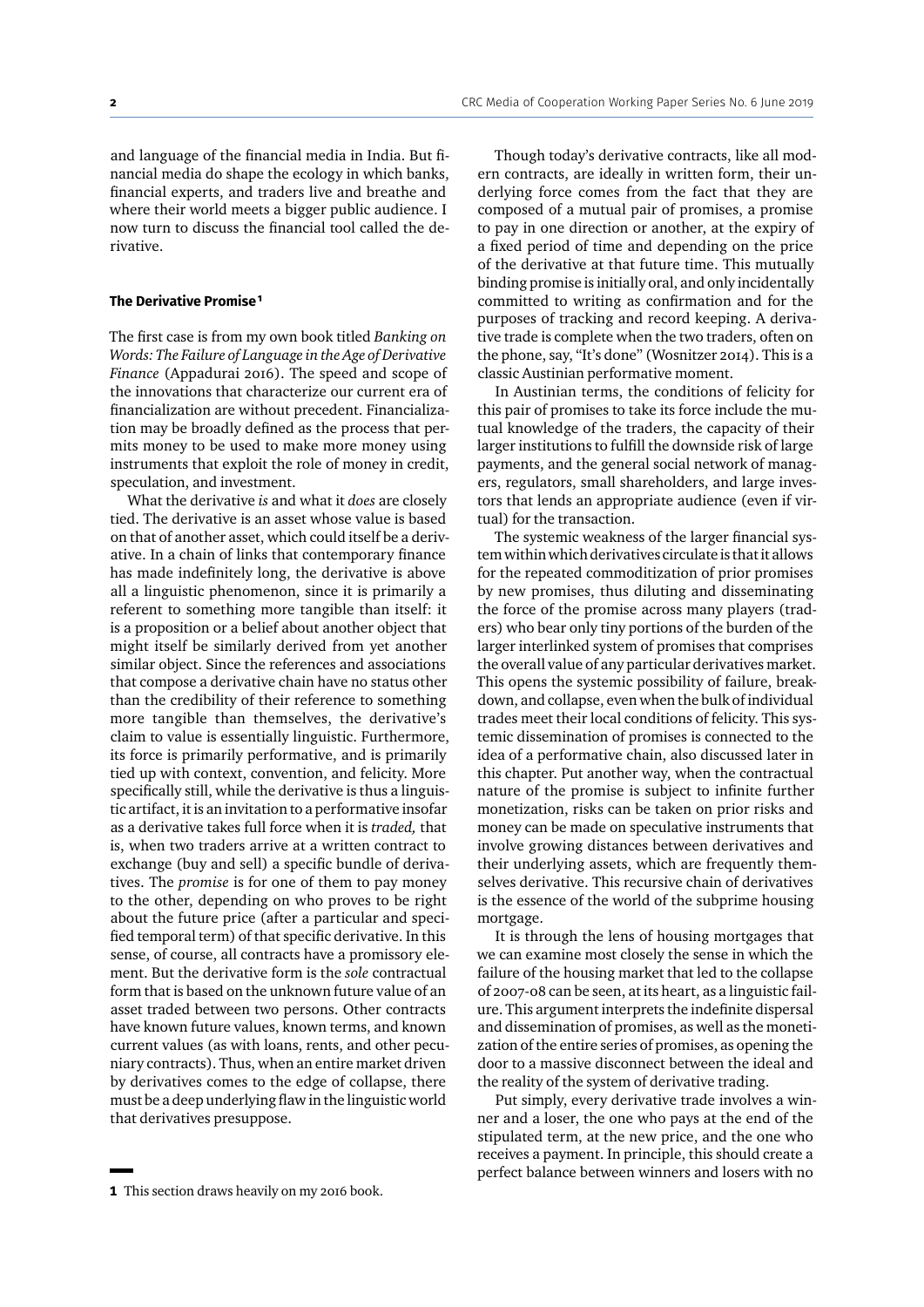and language of the financial media in India. But financial media do shape the ecology in which banks, financial experts, and traders live and breathe and where their world meets a bigger public audience. I now turn to discuss the financial tool called the derivative.

### The Derivative Promise[1]

The first case is from my own book titled *Banking on Words: The Failure of Language in the Age of Derivative Finance* (Appadurai 2016). The speed and scope of the innovations that characterize our current era of financialization are without precedent. Financialization may be broadly defined as the process that permits money to be used to make more money using instruments that exploit the role of money in credit, speculation, and investment.

What the derivative *is* and what it *does* are closely tied. The derivative is an asset whose value is based on that of another asset, which could itself be a derivative. In a chain of links that contemporary finance has made indefinitely long, the derivative is above all a linguistic phenomenon, since it is primarily a referent to something more tangible than itself: it is a proposition or a belief about another object that might itself be similarly derived from yet another similar object. Since the references and associations that compose a derivative chain have no status other than the credibility of their reference to something more tangible than themselves, the derivative's claim to value is essentially linguistic. Furthermore, its force is primarily performative, and is primarily tied up with context, convention, and felicity. More specifically still, while the derivative is thus a linguistic artifact, it is an invitation to a performative insofar as a derivative takes full force when it is *traded,* that is, when two traders arrive at a written contract to exchange (buy and sell) a specific bundle of derivatives. The *promise* is for one of them to pay money to the other, depending on who proves to be right about the future price (after a particular and specified temporal term) of that specific derivative. In this sense, of course, all contracts have a promissory element. But the derivative form is the *sole* contractual form that is based on the unknown future value of an asset traded between two persons. Other contracts have known future values, known terms, and known current values (as with loans, rents, and other pecuniary contracts). Thus, when an entire market driven by derivatives comes to the edge of collapse, there must be a deep underlying flaw in the linguistic world that derivatives presuppose.

Though today's derivative contracts, like all modern contracts, are ideally in written form, their underlying force comes from the fact that they are composed of a mutual pair of promises, a promise to pay in one direction or another, at the expiry of a fixed period of time and depending on the price of the derivative at that future time. This mutually binding promise is initially oral, and only incidentally committed to writing as confirmation and for the purposes of tracking and record keeping. A derivative trade is complete when the two traders, often on the phone, say, "It's done" (Wosnitzer 2014). This is a classic Austinian performative moment.

In Austinian terms, the conditions of felicity for this pair of promises to take its force include the mutual knowledge of the traders, the capacity of their larger institutions to fulfill the downside risk of large payments, and the general social network of managers, regulators, small shareholders, and large investors that lends an appropriate audience (even if virtual) for the transaction.

The systemic weakness of the larger financial system within which derivatives circulate is that it allows for the repeated commoditization of prior promises by new promises, thus diluting and disseminating the force of the promise across many players (traders) who bear only tiny portions of the burden of the larger interlinked system of promises that comprises the overall value of any particular derivatives market. This opens the systemic possibility of failure, breakdown, and collapse, even when the bulk of individual trades meet their local conditions of felicity. This systemic dissemination of promises is connected to the idea of a performative chain, also discussed later in this chapter. Put another way, when the contractual nature of the promise is subject to infinite further monetization, risks can be taken on prior risks and money can be made on speculative instruments that involve growing distances between derivatives and their underlying assets, which are frequently themselves derivative. This recursive chain of derivatives is the essence of the world of the subprime housing mortgage.

It is through the lens of housing mortgages that we can examine most closely the sense in which the failure of the housing market that led to the collapse of 2007-08 can be seen, at its heart, as a linguistic failure. This argument interprets the indefinite dispersal and dissemination of promises, as well as the monetization of the entire series of promises, as opening the door to a massive disconnect between the ideal and the reality of the system of derivative trading.

Put simply, every derivative trade involves a winner and a loser, the one who pays at the end of the stipulated term, at the new price, and the one who receives a payment. In principle, this should create a perfect balance between winners and losers with no

[1] This section draws heavily on my 2016 book.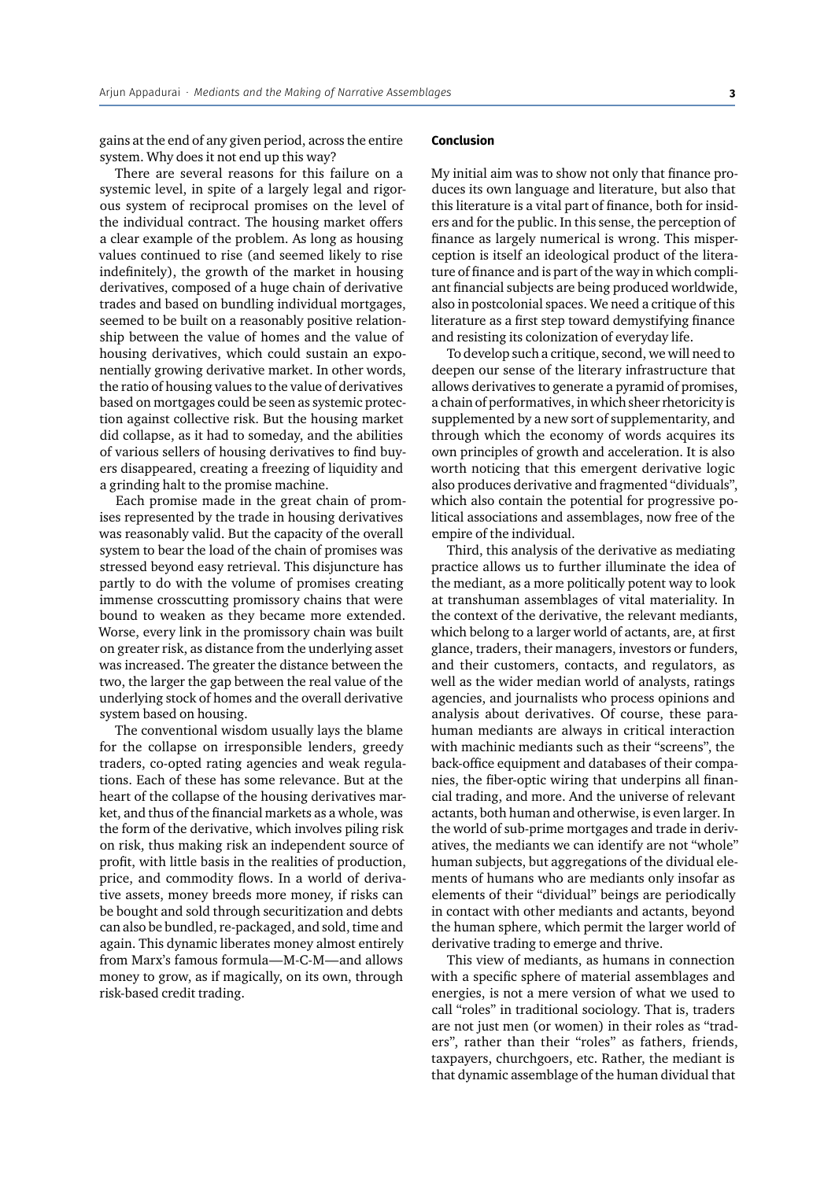gains at the end of any given period, across the entire system. Why does it not end up this way?

There are several reasons for this failure on a systemic level, in spite of a largely legal and rigorous system of reciprocal promises on the level of the individual contract. The housing market offers a clear example of the problem. As long as housing values continued to rise (and seemed likely to rise indefinitely), the growth of the market in housing derivatives, composed of a huge chain of derivative trades and based on bundling individual mortgages, seemed to be built on a reasonably positive relationship between the value of homes and the value of housing derivatives, which could sustain an exponentially growing derivative market. In other words, the ratio of housing values to the value of derivatives based on mortgages could be seen as systemic protection against collective risk. But the housing market did collapse, as it had to someday, and the abilities of various sellers of housing derivatives to find buyers disappeared, creating a freezing of liquidity and a grinding halt to the promise machine.

Each promise made in the great chain of promises represented by the trade in housing derivatives was reasonably valid. But the capacity of the overall system to bear the load of the chain of promises was stressed beyond easy retrieval. This disjuncture has partly to do with the volume of promises creating immense crosscutting promissory chains that were bound to weaken as they became more extended. Worse, every link in the promissory chain was built on greater risk, as distance from the underlying asset was increased. The greater the distance between the two, the larger the gap between the real value of the underlying stock of homes and the overall derivative system based on housing.

The conventional wisdom usually lays the blame for the collapse on irresponsible lenders, greedy traders, co-opted rating agencies and weak regulations. Each of these has some relevance. But at the heart of the collapse of the housing derivatives market, and thus of the financial markets as a whole, was the form of the derivative, which involves piling risk on risk, thus making risk an independent source of profit, with little basis in the realities of production, price, and commodity flows. In a world of derivative assets, money breeds more money, if risks can be bought and sold through securitization and debts can also be bundled, re-packaged, and sold, time and again. This dynamic liberates money almost entirely from Marx's famous formula—M-C-M—and allows money to grow, as if magically, on its own, through risk-based credit trading.

## Conclusion

My initial aim was to show not only that finance produces its own language and literature, but also that this literature is a vital part of finance, both for insiders and for the public. In this sense, the perception of finance as largely numerical is wrong. This misperception is itself an ideological product of the literature of finance and is part of the way in which compliant financial subjects are being produced worldwide, also in postcolonial spaces. We need a critique of this literature as a first step toward demystifying finance and resisting its colonization of everyday life.

To develop such a critique, second, we will need to deepen our sense of the literary infrastructure that allows derivatives to generate a pyramid of promises, a chain of performatives, in which sheer rhetoricity is supplemented by a new sort of supplementarity, and through which the economy of words acquires its own principles of growth and acceleration. It is also worth noticing that this emergent derivative logic also produces derivative and fragmented "dividuals", which also contain the potential for progressive political associations and assemblages, now free of the empire of the individual.

Third, this analysis of the derivative as mediating practice allows us to further illuminate the idea of the mediant, as a more politically potent way to look at transhuman assemblages of vital materiality. In the context of the derivative, the relevant mediants, which belong to a larger world of actants, are, at first glance, traders, their managers, investors or funders, and their customers, contacts, and regulators, as well as the wider median world of analysts, ratings agencies, and journalists who process opinions and analysis about derivatives. Of course, these parahuman mediants are always in critical interaction with machinic mediants such as their "screens", the back-office equipment and databases of their companies, the fiber-optic wiring that underpins all financial trading, and more. And the universe of relevant actants, both human and otherwise, is even larger. In the world of sub-prime mortgages and trade in derivatives, the mediants we can identify are not "whole" human subjects, but aggregations of the dividual elements of humans who are mediants only insofar as elements of their "dividual" beings are periodically in contact with other mediants and actants, beyond the human sphere, which permit the larger world of derivative trading to emerge and thrive.

This view of mediants, as humans in connection with a specific sphere of material assemblages and energies, is not a mere version of what we used to call "roles" in traditional sociology. That is, traders are not just men (or women) in their roles as "traders", rather than their "roles" as fathers, friends, taxpayers, churchgoers, etc. Rather, the mediant is that dynamic assemblage of the human dividual that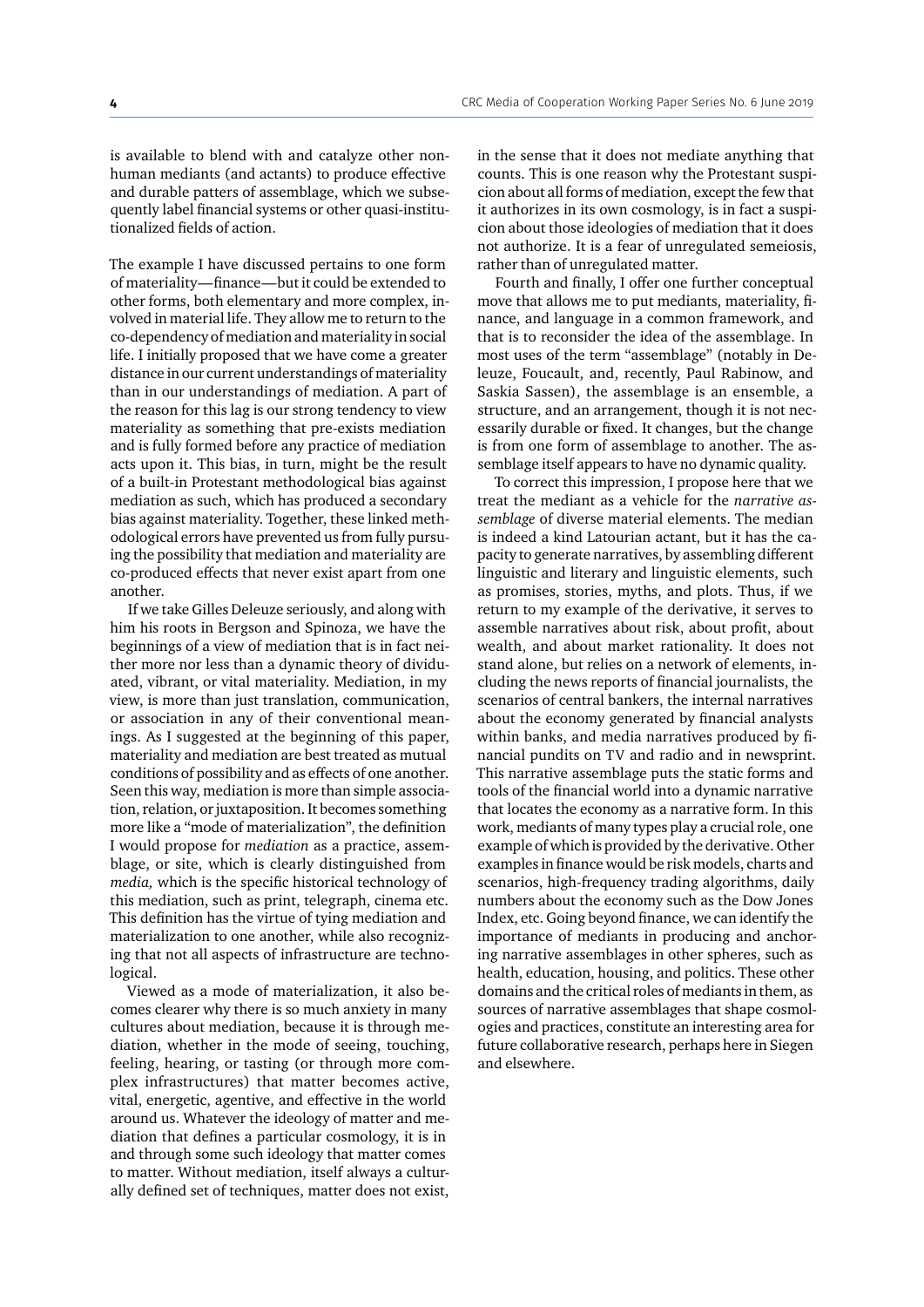is available to blend with and catalyze other non-human mediants (and actants) to produce effective and durable patterns of assemblage, which we subsequently label financial systems or other quasi-institutionalized fields of action.

The example I have discussed pertains to one form of materiality—finance—but it could be extended to other forms, both elementary and more complex, involved in material life. They allow me to return to the co-dependency of mediation and materiality in social life. I initially proposed that we have come a greater distance in our current understandings of materiality than in our understandings of mediation. A part of the reason for this lag is our strong tendency to view materiality as something that pre-exists mediation and is fully formed before any practice of mediation acts upon it. This bias, in turn, might be the result of a built-in Protestant methodological bias against mediation as such, which has produced a secondary bias against materiality. Together, these linked methodological errors have prevented us from fully pursuing the possibility that mediation and materiality are co-produced effects that never exist apart from one another.

If we take Gilles Deleuze seriously, and along with him his roots in Bergson and Spinoza, we have the beginnings of a view of mediation that is in fact neither more nor less than a dynamic theory of dividuated, vibrant, or vital materiality. Mediation, in my view, is more than just translation, communication, or association in any of their conventional meanings. As I suggested at the beginning of this paper, materiality and mediation are best treated as mutual conditions of possibility and as effects of one another. Seen this way, mediation is more than simple association, relation, or juxtaposition. It becomes something more like a "mode of materialization", the definition I would propose for *mediation* as a practice, assemblage, or site, which is clearly distinguished from *media,* which is the specific historical technology of this mediation, such as print, telegraph, cinema etc. This definition has the virtue of tying mediation and materialization to one another, while also recognizing that not all aspects of infrastructure are technological.

Viewed as a mode of materialization, it also becomes clearer why there is so much anxiety in many cultures about mediation, because it is through mediation, whether in the mode of seeing, touching, feeling, hearing, or tasting (or through more complex infrastructures) that matter becomes active, vital, energetic, agentive, and effective in the world around us. Whatever the ideology of matter and mediation that defines a particular cosmology, it is in and through some such ideology that matter comes to matter. Without mediation, itself always a culturally defined set of techniques, matter does not exist, in the sense that it does not mediate anything that counts. This is one reason why the Protestant suspicion about all forms of mediation, except the few that it authorizes in its own cosmology, is in fact a suspicion about those ideologies of mediation that it does not authorize. It is a fear of unregulated semeiosis, rather than of unregulated matter.

Fourth and finally, I offer one further conceptual move that allows me to put mediants, materiality, finance, and language in a common framework, and that is to reconsider the idea of the assemblage. In most uses of the term "assemblage" (notably in Deleuze, Foucault, and, recently, Paul Rabinow, and Saskia Sassen), the assemblage is an ensemble, a structure, and an arrangement, though it is not necessarily durable or fixed. It changes, but the change is from one form of assemblage to another. The assemblage itself appears to have no dynamic quality.

To correct this impression, I propose here that we treat the mediant as a vehicle for the *narrative assemblage* of diverse material elements. The median is indeed a kind Latourian actant, but it has the capacity to generate narratives, by assembling different linguistic and literary and linguistic elements, such as promises, stories, myths, and plots. Thus, if we return to my example of the derivative, it serves to assemble narratives about risk, about profit, about wealth, and about market rationality. It does not stand alone, but relies on a network of elements, including the news reports of financial journalists, the scenarios of central bankers, the internal narratives about the economy generated by financial analysts within banks, and media narratives produced by financial pundits on TV and radio and in newsprint. This narrative assemblage puts the static forms and tools of the financial world into a dynamic narrative that locates the economy as a narrative form. In this work, mediants of many types play a crucial role, one example of which is provided by the derivative. Other examples in finance would be risk models, charts and scenarios, high-frequency trading algorithms, daily numbers about the economy such as the Dow Jones Index, etc. Going beyond finance, we can identify the importance of mediants in producing and anchoring narrative assemblages in other spheres, such as health, education, housing, and politics. These other domains and the critical roles of mediants in them, as sources of narrative assemblages that shape cosmologies and practices, constitute an interesting area for future collaborative research, perhaps here in Siegen and elsewhere.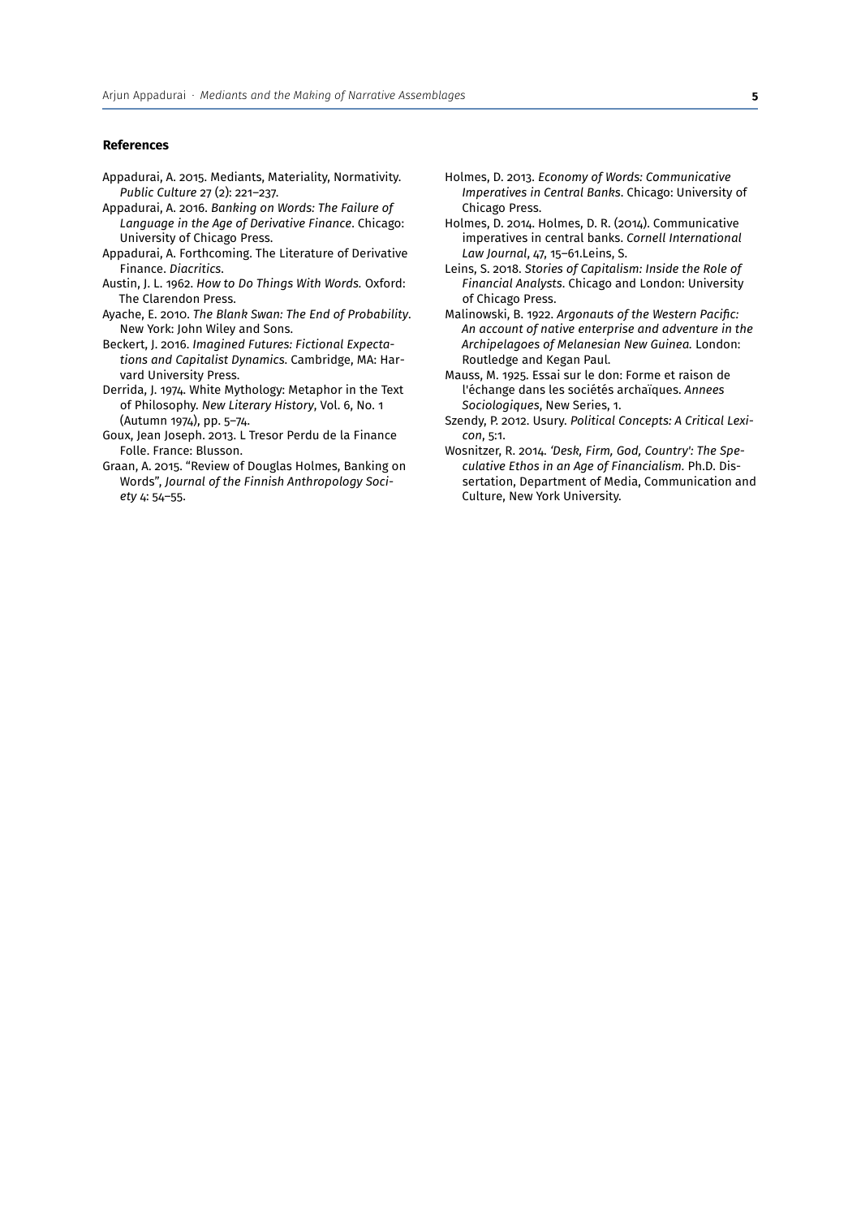### References

Appadurai, A. 2015. Mediants, Materiality, Normativity. *Public Culture* 27 (2): 221–237.

Appadurai, A. 2016. *Banking on Words: The Failure of Language in the Age of Derivative Finance*. Chicago: University of Chicago Press.

Appadurai, A. Forthcoming. The Literature of Derivative Finance. *Diacritics*.

Austin, J. L. 1962. *How to Do Things With Words.* Oxford: The Clarendon Press.

Ayache, E. 2010. *The Blank Swan: The End of Probability*. New York: John Wiley and Sons.

Beckert, J. 2016. *Imagined Futures: Fictional Expectations and Capitalist Dynamics*. Cambridge, MA: Harvard University Press.

Derrida, J. 1974. White Mythology: Metaphor in the Text of Philosophy. *New Literary History*, Vol. 6, No. 1 (Autumn 1974), pp. 5–74.

Goux, Jean Joseph. 2013. L Tresor Perdu de la Finance Folle. France: Blusson.

Graan, A. 2015. "Review of Douglas Holmes, Banking on Words", *Journal of the Finnish Anthropology Society* 4: 54–55.

Holmes, D. 2013. *Economy of Words: Communicative Imperatives in Central Banks*. Chicago: University of Chicago Press.

Holmes, D. 2014. Holmes, D. R. (2014). Communicative imperatives in central banks. *Cornell International Law Journal*, *47*, 15–61.Leins, S.

Leins, S. 2018. *Stories of Capitalism: Inside the Role of Financial Analysts*. Chicago and London: University of Chicago Press.

Malinowski, B. 1922. *Argonauts of the Western Pacific: An account of native enterprise and adventure in the Archipelagoes of Melanesian New Guinea.* London: Routledge and Kegan Paul.

Mauss, M. 1925. Essai sur le don: Forme et raison de l'échange dans les sociétés archaïques. *Annees Sociologiques*, New Series, 1.

Szendy, P. 2012. Usury. *Political Concepts: A Critical Lexicon*, 5:1.

Wosnitzer, R. 2014. *'Desk, Firm, God, Country': The Speculative Ethos in an Age of Financialism.* Ph.D. Dissertation, Department of Media, Communication and Culture, New York University.